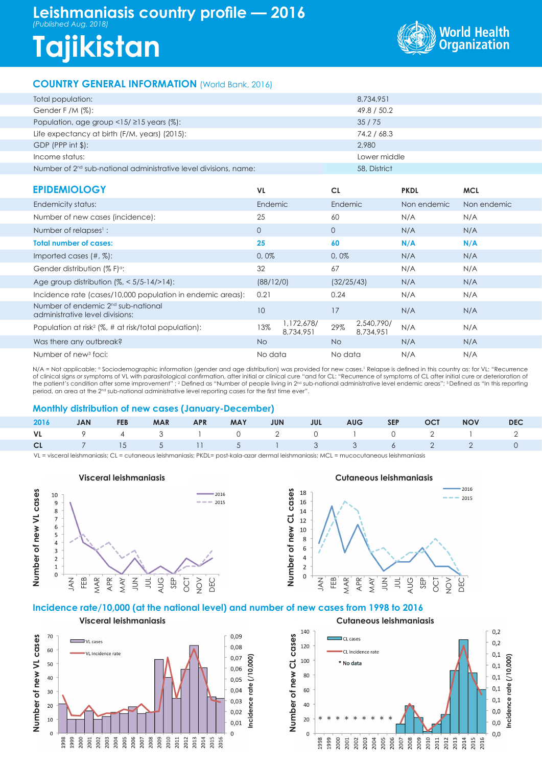# Leishmaniasis country profile — 2016

*(Published Aug. 2018)*

# Tajikistan

World Health Organization

## COUNTRY GENERAL INFORMATION (World Bank, 2016)

| | |
|---|---|
| Total population: | 8,734,951 |
| Gender F /M (%): | 49.8 / 50.2 |
| Population, age group <15/ ≥15 years (%): | 35 / 75 |
| Life expectancy at birth (F/M, years) (2015): | 74.2 / 68.3 |
| GDP (PPP int $): | 2,980 |
| Income status: | Lower middle |
| Number of 2nd sub-national administrative level divisions, name: | 58, District |

## EPIDEMIOLOGY

| | VL | | CL | | PKDL | MCL |
|---|---|---|---|---|---|---|
| Endemicity status: | Endemic | | Endemic | | Non endemic | Non endemic |
| Number of new cases (incidence): | 25 | | 60 | | N/A | N/A |
| Number of relapses[1] : | 0 | | 0 | | N/A | N/A |
| **Total number of cases:** | **25** | | **60** | | **N/A** | **N/A** |
| Imported cases (#, %): | 0, 0% | | 0, 0% | | N/A | N/A |
| Gender distribution (% F)[a]: | 32 | | 67 | | N/A | N/A |
| Age group distribution (%, < 5/5-14/>14): | (88/12/0) | | (32/25/43) | | N/A | N/A |
| Incidence rate (cases/10,000 population in endemic areas): | 0.21 | | 0.24 | | N/A | N/A |
| Number of endemic 2nd sub-national administrative level divisions: | 10 | | 17 | | N/A | N/A |
| Population at risk[2] (%, # at risk/total population): | 13% | 1,172,678/ 8,734,951 | 29% | 2,540,790/ 8,734,951 | N/A | N/A |
| Was there any outbreak? | No | | No | | N/A | N/A |
| Number of new[3] foci: | No data | | No data | | N/A | N/A |

N/A = Not applicable; [a] Sociodemographic information (gender and age distribution) was provided for new cases.[1] Relapse is defined in this country as: for VL: "Recurrence of clinical signs or symptoms of VL with parasitological confirmation, after initial or clinical cure "and for CL: "Recurrence of symptoms of CL after initial cure or deterioration of the patient's condition after some improvement" ; [2] Defined as "Number of people living in 2nd sub-national administrative level endemic areas"; [3] Defined as "In this reporting period, an area at the 2nd sub-national administrative level reporting cases for the first time ever".

## Monthly distribution of new cases (January-December)

| 2016 | JAN | FEB | MAR | APR | MAY | JUN | JUL | AUG | SEP | OCT | NOV | DEC |
|---|---|---|---|---|---|---|---|---|---|---|---|---|
| VL | 9 | 4 | 3 | 1 | 0 | 2 | 0 | 1 | 0 | 2 | 1 | 2 |
| CL | 7 | 15 | 5 | 11 | 5 | 1 | 3 | 3 | 6 | 2 | 2 | 0 |

VL = visceral leishmaniasis; CL = cutaneous leishmaniasis; PKDL= post-kala-azar dermal leishmaniasis; MCL = mucocutaneous leishmaniasis

## Incidence rate/10,000 (at the national level) and number of new cases from 1998 to 2016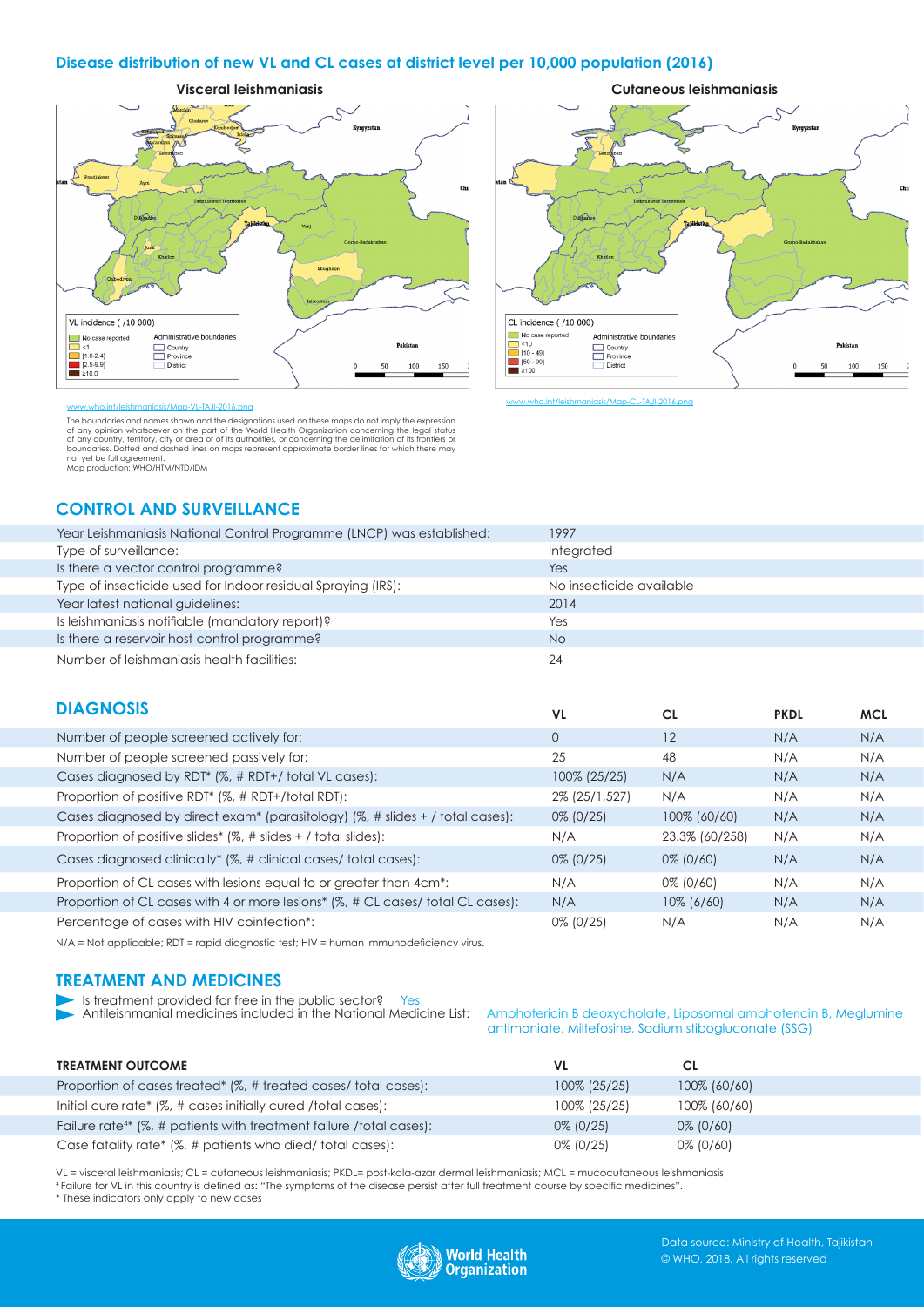## Disease distribution of new VL and CL cases at district level per 10,000 population (2016)

### Visceral leishmaniasis

VL incidence ( /10 000)

No case reported
<1
[1.0-2.4]
[2.5-9.9]
≥10.0

Administrative boundaries
Country
Province
District

### Cutaneous leishmaniasis

CL incidence ( /10 000)

No case reported
<10
[10 - 49]
[50 - 99]
≥100

Administrative boundaries
Country
Province
District

www.who.int/leishmaniasis/Map-VL-TAJI-2016.png

www.who.int/leishmaniasis/Map-CL-TAJI-2016.png

The boundaries and names shown and the designations used on these maps do not imply the expression of any opinion whatsoever on the part of the World Health Organization concerning the legal status of any country, territory, city or area or of its authorities, or concerning the delimitation of its frontiers or boundaries. Dotted and dashed lines on maps represent approximate border lines for which there may not yet be full agreement.
Map production: WHO/HTM/NTD/IDM

## CONTROL AND SURVEILLANCE

| | |
|---|---|
| Year Leishmaniasis National Control Programme (LNCP) was established: | 1997 |
| Type of surveillance: | Integrated |
| Is there a vector control programme? | Yes |
| Type of insecticide used for Indoor residual Spraying (IRS): | No insecticide available |
| Year latest national guidelines: | 2014 |
| Is leishmaniasis notifiable (mandatory report)? | Yes |
| Is there a reservoir host control programme? | No |
| Number of leishmaniasis health facilities: | 24 |

## DIAGNOSIS

| | VL | CL | PKDL | MCL |
|---|---|---|---|---|
| Number of people screened actively for: | 0 | 12 | N/A | N/A |
| Number of people screened passively for: | 25 | 48 | N/A | N/A |
| Cases diagnosed by RDT* (%, # RDT+/ total VL cases): | 100% (25/25) | N/A | N/A | N/A |
| Proportion of positive RDT* (%, # RDT+/total RDT): | 2% (25/1,527) | N/A | N/A | N/A |
| Cases diagnosed by direct exam* (parasitology) (%, # slides + / total cases): | 0% (0/25) | 100% (60/60) | N/A | N/A |
| Proportion of positive slides* (%, # slides + / total slides): | N/A | 23.3% (60/258) | N/A | N/A |
| Cases diagnosed clinically* (%, # clinical cases/ total cases): | 0% (0/25) | 0% (0/60) | N/A | N/A |
| Proportion of CL cases with lesions equal to or greater than 4cm*: | N/A | 0% (0/60) | N/A | N/A |
| Proportion of CL cases with 4 or more lesions* (%, # CL cases/ total CL cases): | N/A | 10% (6/60) | N/A | N/A |
| Percentage of cases with HIV coinfection*: | 0% (0/25) | N/A | N/A | N/A |

N/A = Not applicable; RDT = rapid diagnostic test; HIV = human immunodeficiency virus.

## TREATMENT AND MEDICINES

- Is treatment provided for free in the public sector? Yes
- Antileishmanial medicines included in the National Medicine List: Amphotericin B deoxycholate, Liposomal amphotericin B, Meglumine antimoniate, Miltefosine, Sodium stibogluconate (SSG)

| TREATMENT OUTCOME | VL | CL |
|---|---|---|
| Proportion of cases treated* (%, # treated cases/ total cases): | 100% (25/25) | 100% (60/60) |
| Initial cure rate* (%, # cases initially cured /total cases): | 100% (25/25) | 100% (60/60) |
| Failure rate[4]* (%, # patients with treatment failure /total cases): | 0% (0/25) | 0% (0/60) |
| Case fatality rate* (%, # patients who died/ total cases): | 0% (0/25) | 0% (0/60) |

VL = visceral leishmaniasis; CL = cutaneous leishmaniasis; PKDL= post-kala-azar dermal leishmaniasis; MCL = mucocutaneous leishmaniasis
[4] Failure for VL in this country is defined as: "The symptoms of the disease persist after full treatment course by specific medicines".
* These indicators only apply to new cases

Data source: Ministry of Health, Tajikistan
© WHO, 2018. All rights reserved